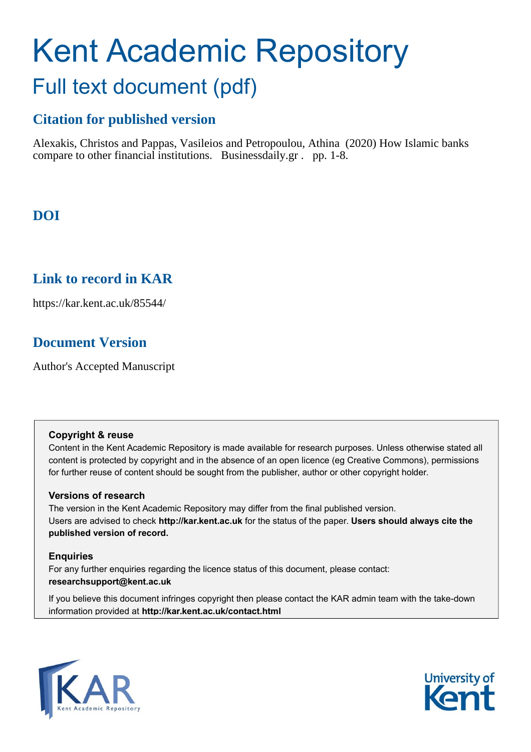# Kent Academic Repository

## Full text document (pdf)

### Citation for published version

Alexakis, Christos and Pappas, Vasileios and Petropoulou, Athina (2020) How Islamic banks compare to other financial institutions. Businessdaily.gr . pp. 1-8.

### DOI

### Link to record in KAR

https://kar.kent.ac.uk/85544/

### Document Version

Author's Accepted Manuscript

**Copyright & reuse**

Content in the Kent Academic Repository is made available for research purposes. Unless otherwise stated all content is protected by copyright and in the absence of an open licence (eg Creative Commons), permissions for further reuse of content should be sought from the publisher, author or other copyright holder.

**Versions of research**

The version in the Kent Academic Repository may differ from the final published version. Users are advised to check **http://kar.kent.ac.uk** for the status of the paper. **Users should always cite the published version of record.**

**Enquiries**

For any further enquiries regarding the licence status of this document, please contact: **researchsupport@kent.ac.uk**

If you believe this document infringes copyright then please contact the KAR admin team with the take-down information provided at **http://kar.kent.ac.uk/contact.html**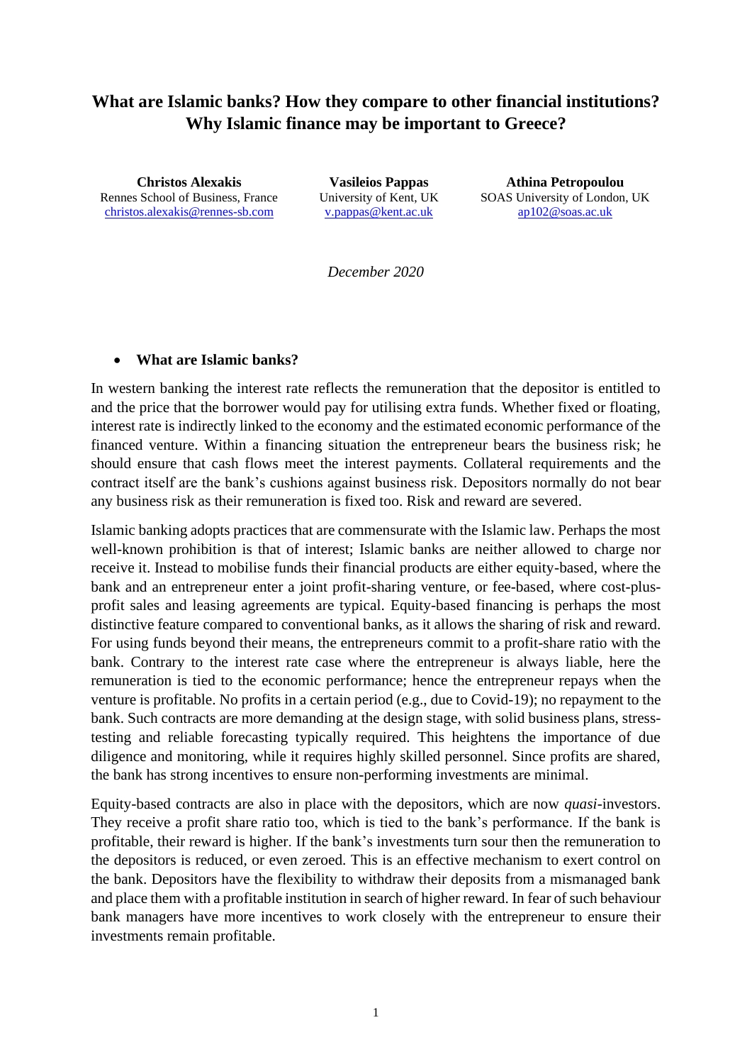# What are Islamic banks? How they compare to other financial institutions? Why Islamic finance may be important to Greece?

**Christos Alexakis**
Rennes School of Business, France
christos.alexakis@rennes-sb.com

**Vasileios Pappas**
University of Kent, UK
v.pappas@kent.ac.uk

**Athina Petropoulou**
SOAS University of London, UK
ap102@soas.ac.uk

*December 2020*

- **What are Islamic banks?**

In western banking the interest rate reflects the remuneration that the depositor is entitled to and the price that the borrower would pay for utilising extra funds. Whether fixed or floating, interest rate is indirectly linked to the economy and the estimated economic performance of the financed venture. Within a financing situation the entrepreneur bears the business risk; he should ensure that cash flows meet the interest payments. Collateral requirements and the contract itself are the bank's cushions against business risk. Depositors normally do not bear any business risk as their remuneration is fixed too. Risk and reward are severed.

Islamic banking adopts practices that are commensurate with the Islamic law. Perhaps the most well-known prohibition is that of interest; Islamic banks are neither allowed to charge nor receive it. Instead to mobilise funds their financial products are either equity-based, where the bank and an entrepreneur enter a joint profit-sharing venture, or fee-based, where cost-plus-profit sales and leasing agreements are typical. Equity-based financing is perhaps the most distinctive feature compared to conventional banks, as it allows the sharing of risk and reward. For using funds beyond their means, the entrepreneurs commit to a profit-share ratio with the bank. Contrary to the interest rate case where the entrepreneur is always liable, here the remuneration is tied to the economic performance; hence the entrepreneur repays when the venture is profitable. No profits in a certain period (e.g., due to Covid-19); no repayment to the bank. Such contracts are more demanding at the design stage, with solid business plans, stress-testing and reliable forecasting typically required. This heightens the importance of due diligence and monitoring, while it requires highly skilled personnel. Since profits are shared, the bank has strong incentives to ensure non-performing investments are minimal.

Equity-based contracts are also in place with the depositors, which are now *quasi*-investors. They receive a profit share ratio too, which is tied to the bank's performance. If the bank is profitable, their reward is higher. If the bank's investments turn sour then the remuneration to the depositors is reduced, or even zeroed. This is an effective mechanism to exert control on the bank. Depositors have the flexibility to withdraw their deposits from a mismanaged bank and place them with a profitable institution in search of higher reward. In fear of such behaviour bank managers have more incentives to work closely with the entrepreneur to ensure their investments remain profitable.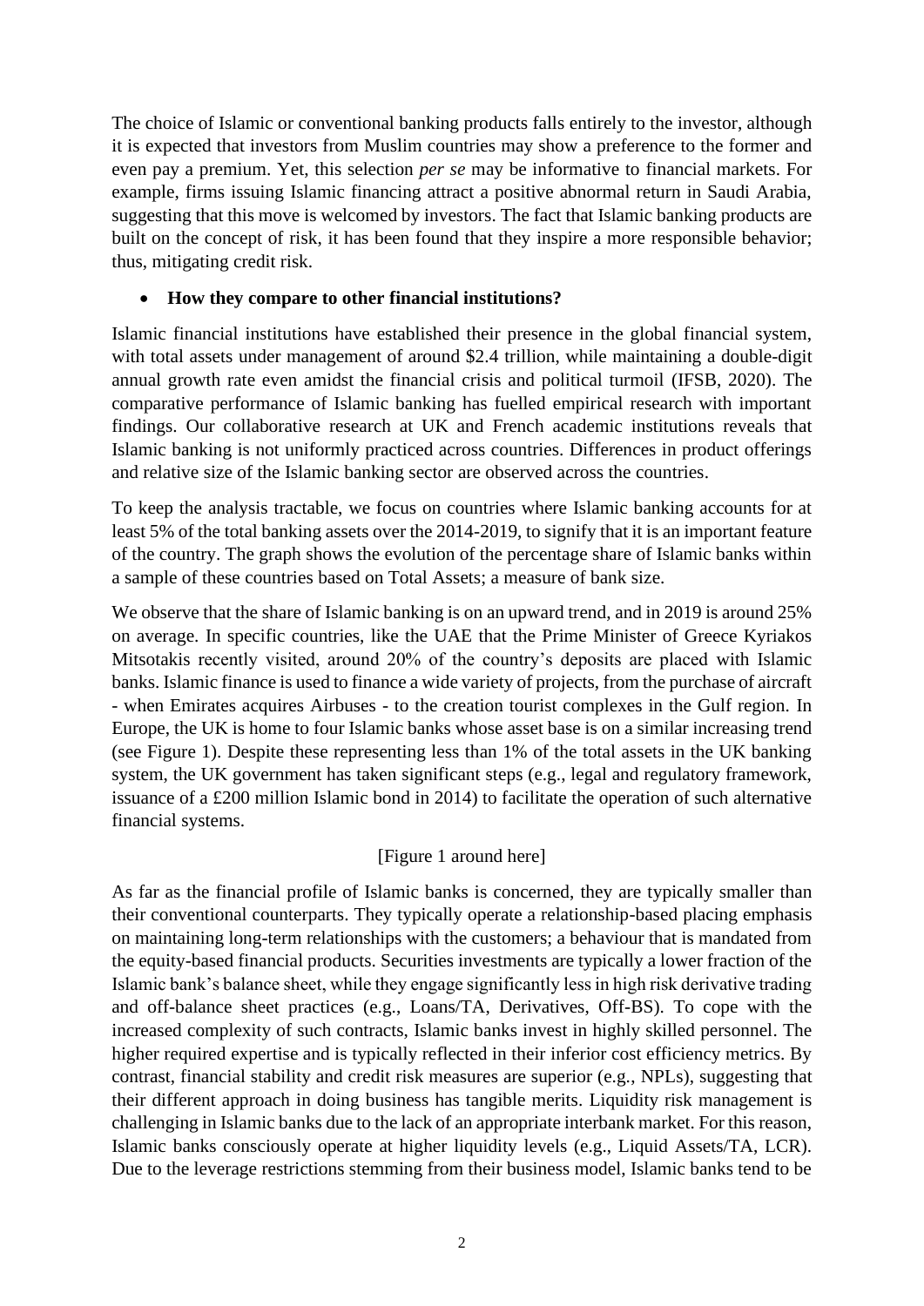The choice of Islamic or conventional banking products falls entirely to the investor, although it is expected that investors from Muslim countries may show a preference to the former and even pay a premium. Yet, this selection *per se* may be informative to financial markets. For example, firms issuing Islamic financing attract a positive abnormal return in Saudi Arabia, suggesting that this move is welcomed by investors. The fact that Islamic banking products are built on the concept of risk, it has been found that they inspire a more responsible behavior; thus, mitigating credit risk.

- **How they compare to other financial institutions?**

Islamic financial institutions have established their presence in the global financial system, with total assets under management of around $2.4 trillion, while maintaining a double-digit annual growth rate even amidst the financial crisis and political turmoil (IFSB, 2020). The comparative performance of Islamic banking has fuelled empirical research with important findings. Our collaborative research at UK and French academic institutions reveals that Islamic banking is not uniformly practiced across countries. Differences in product offerings and relative size of the Islamic banking sector are observed across the countries.

To keep the analysis tractable, we focus on countries where Islamic banking accounts for at least 5% of the total banking assets over the 2014-2019, to signify that it is an important feature of the country. The graph shows the evolution of the percentage share of Islamic banks within a sample of these countries based on Total Assets; a measure of bank size.

We observe that the share of Islamic banking is on an upward trend, and in 2019 is around 25% on average. In specific countries, like the UAE that the Prime Minister of Greece Kyriakos Mitsotakis recently visited, around 20% of the country's deposits are placed with Islamic banks. Islamic finance is used to finance a wide variety of projects, from the purchase of aircraft - when Emirates acquires Airbuses - to the creation tourist complexes in the Gulf region. In Europe, the UK is home to four Islamic banks whose asset base is on a similar increasing trend (see Figure 1). Despite these representing less than 1% of the total assets in the UK banking system, the UK government has taken significant steps (e.g., legal and regulatory framework, issuance of a £200 million Islamic bond in 2014) to facilitate the operation of such alternative financial systems.

[Figure 1 around here]

As far as the financial profile of Islamic banks is concerned, they are typically smaller than their conventional counterparts. They typically operate a relationship-based placing emphasis on maintaining long-term relationships with the customers; a behaviour that is mandated from the equity-based financial products. Securities investments are typically a lower fraction of the Islamic bank's balance sheet, while they engage significantly less in high risk derivative trading and off-balance sheet practices (e.g., Loans/TA, Derivatives, Off-BS). To cope with the increased complexity of such contracts, Islamic banks invest in highly skilled personnel. The higher required expertise and is typically reflected in their inferior cost efficiency metrics. By contrast, financial stability and credit risk measures are superior (e.g., NPLs), suggesting that their different approach in doing business has tangible merits. Liquidity risk management is challenging in Islamic banks due to the lack of an appropriate interbank market. For this reason, Islamic banks consciously operate at higher liquidity levels (e.g., Liquid Assets/TA, LCR). Due to the leverage restrictions stemming from their business model, Islamic banks tend to be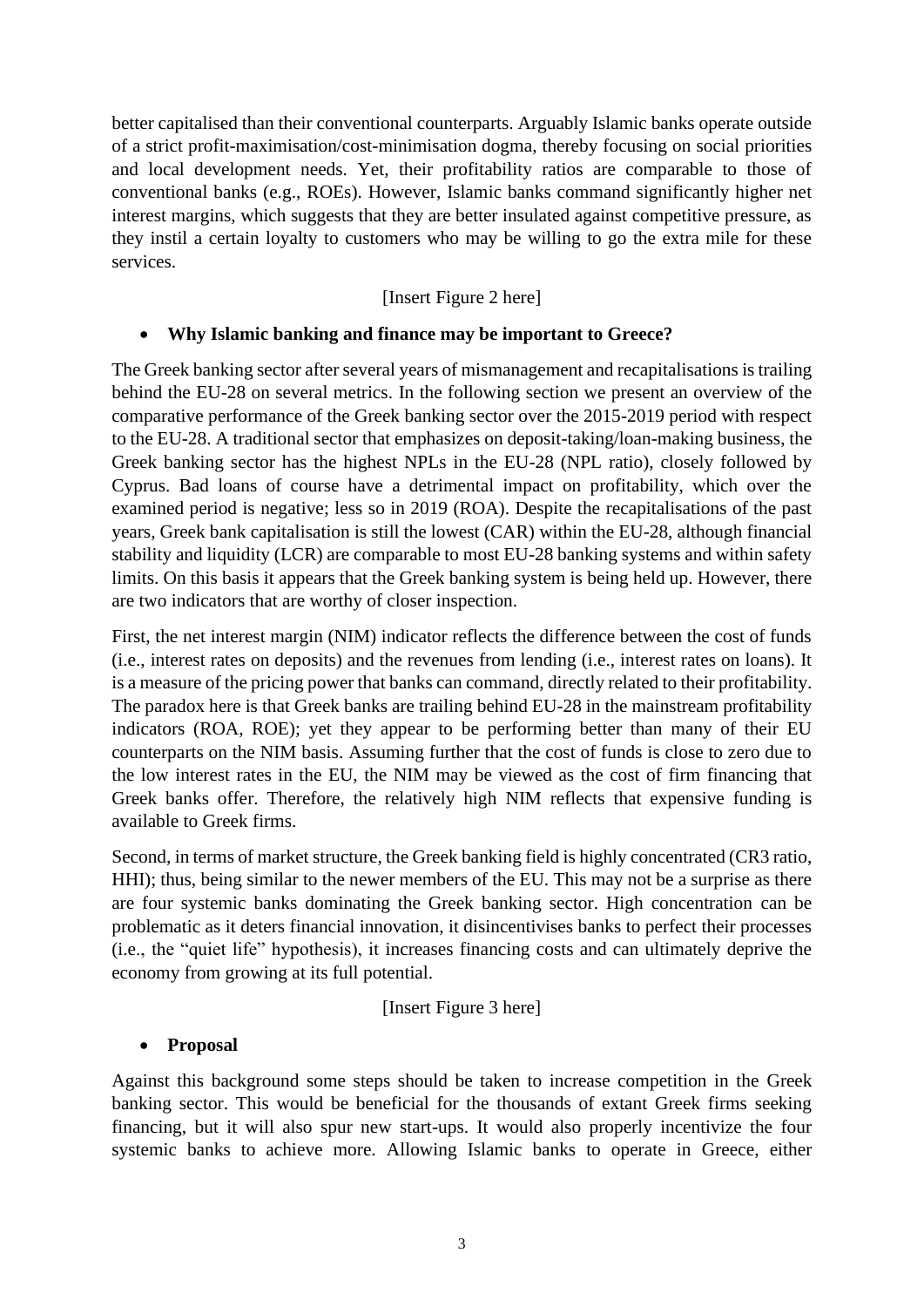better capitalised than their conventional counterparts. Arguably Islamic banks operate outside of a strict profit-maximisation/cost-minimisation dogma, thereby focusing on social priorities and local development needs. Yet, their profitability ratios are comparable to those of conventional banks (e.g., ROEs). However, Islamic banks command significantly higher net interest margins, which suggests that they are better insulated against competitive pressure, as they instil a certain loyalty to customers who may be willing to go the extra mile for these services.

[Insert Figure 2 here]

- **Why Islamic banking and finance may be important to Greece?**

The Greek banking sector after several years of mismanagement and recapitalisations is trailing behind the EU-28 on several metrics. In the following section we present an overview of the comparative performance of the Greek banking sector over the 2015-2019 period with respect to the EU-28. A traditional sector that emphasizes on deposit-taking/loan-making business, the Greek banking sector has the highest NPLs in the EU-28 (NPL ratio), closely followed by Cyprus. Bad loans of course have a detrimental impact on profitability, which over the examined period is negative; less so in 2019 (ROA). Despite the recapitalisations of the past years, Greek bank capitalisation is still the lowest (CAR) within the EU-28, although financial stability and liquidity (LCR) are comparable to most EU-28 banking systems and within safety limits. On this basis it appears that the Greek banking system is being held up. However, there are two indicators that are worthy of closer inspection.

First, the net interest margin (NIM) indicator reflects the difference between the cost of funds (i.e., interest rates on deposits) and the revenues from lending (i.e., interest rates on loans). It is a measure of the pricing power that banks can command, directly related to their profitability. The paradox here is that Greek banks are trailing behind EU-28 in the mainstream profitability indicators (ROA, ROE); yet they appear to be performing better than many of their EU counterparts on the NIM basis. Assuming further that the cost of funds is close to zero due to the low interest rates in the EU, the NIM may be viewed as the cost of firm financing that Greek banks offer. Therefore, the relatively high NIM reflects that expensive funding is available to Greek firms.

Second, in terms of market structure, the Greek banking field is highly concentrated (CR3 ratio, HHI); thus, being similar to the newer members of the EU. This may not be a surprise as there are four systemic banks dominating the Greek banking sector. High concentration can be problematic as it deters financial innovation, it disincentivises banks to perfect their processes (i.e., the "quiet life" hypothesis), it increases financing costs and can ultimately deprive the economy from growing at its full potential.

[Insert Figure 3 here]

- **Proposal**

Against this background some steps should be taken to increase competition in the Greek banking sector. This would be beneficial for the thousands of extant Greek firms seeking financing, but it will also spur new start-ups. It would also properly incentivize the four systemic banks to achieve more. Allowing Islamic banks to operate in Greece, either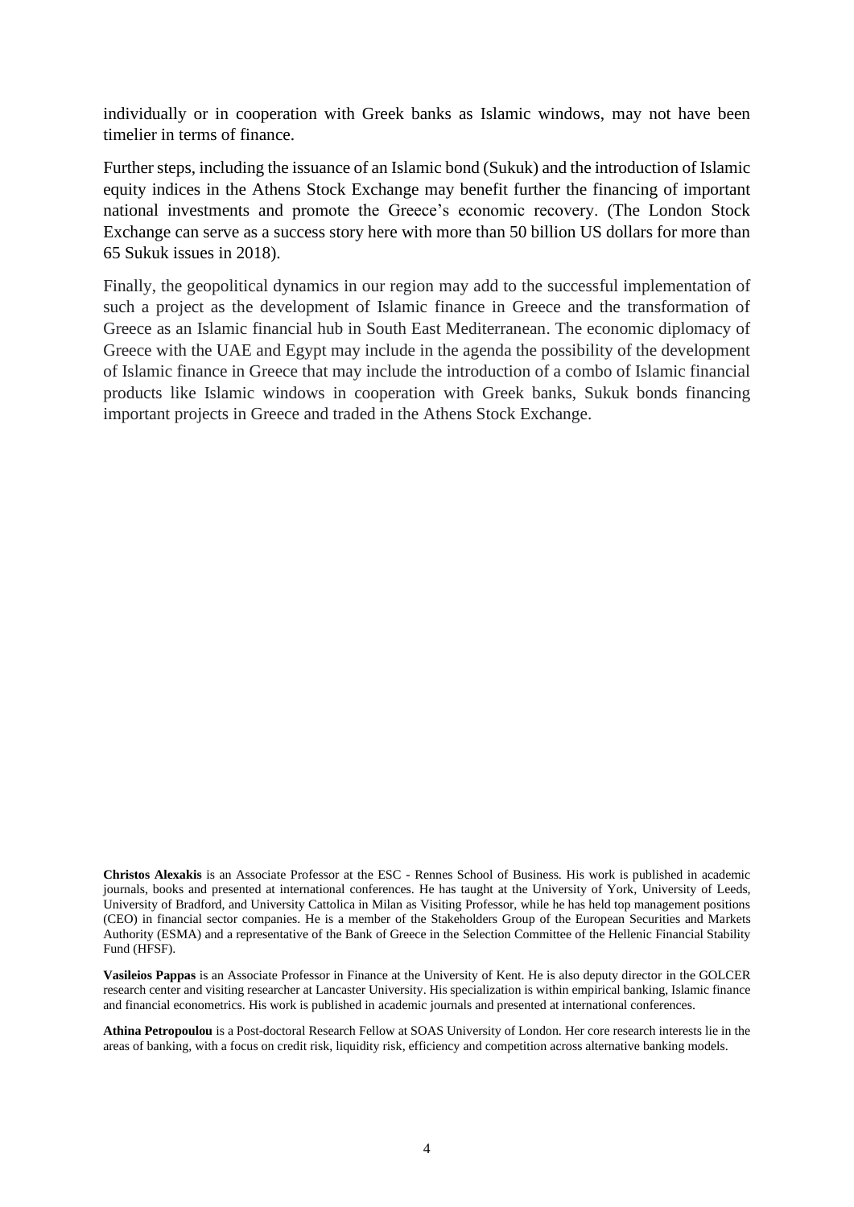individually or in cooperation with Greek banks as Islamic windows, may not have been timelier in terms of finance.

Further steps, including the issuance of an Islamic bond (Sukuk) and the introduction of Islamic equity indices in the Athens Stock Exchange may benefit further the financing of important national investments and promote the Greece's economic recovery. (The London Stock Exchange can serve as a success story here with more than 50 billion US dollars for more than 65 Sukuk issues in 2018).

Finally, the geopolitical dynamics in our region may add to the successful implementation of such a project as the development of Islamic finance in Greece and the transformation of Greece as an Islamic financial hub in South East Mediterranean. The economic diplomacy of Greece with the UAE and Egypt may include in the agenda the possibility of the development of Islamic finance in Greece that may include the introduction of a combo of Islamic financial products like Islamic windows in cooperation with Greek banks, Sukuk bonds financing important projects in Greece and traded in the Athens Stock Exchange.

**Christos Alexakis** is an Associate Professor at the ESC - Rennes School of Business. His work is published in academic journals, books and presented at international conferences. He has taught at the University of York, University of Leeds, University of Bradford, and University Cattolica in Milan as Visiting Professor, while he has held top management positions (CEO) in financial sector companies. He is a member of the Stakeholders Group of the European Securities and Markets Authority (ESMA) and a representative of the Bank of Greece in the Selection Committee of the Hellenic Financial Stability Fund (HFSF).

**Vasileios Pappas** is an Associate Professor in Finance at the University of Kent. He is also deputy director in the GOLCER research center and visiting researcher at Lancaster University. His specialization is within empirical banking, Islamic finance and financial econometrics. His work is published in academic journals and presented at international conferences.

**Athina Petropoulou** is a Post-doctoral Research Fellow at SOAS University of London. Her core research interests lie in the areas of banking, with a focus on credit risk, liquidity risk, efficiency and competition across alternative banking models.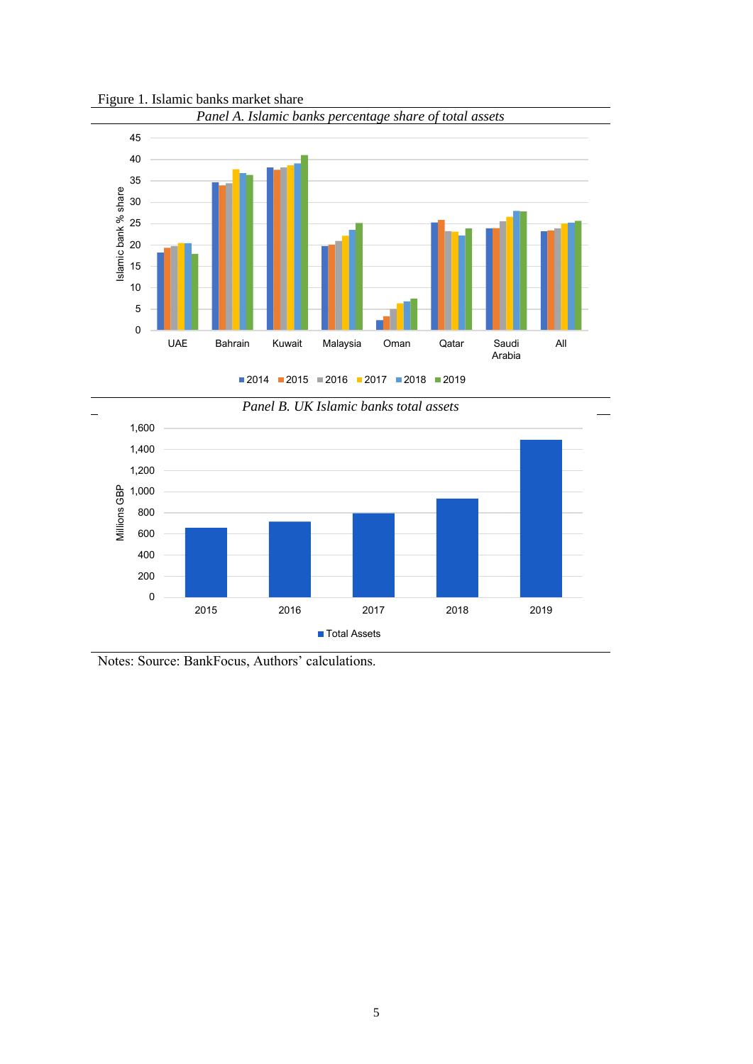Figure 1. Islamic banks market share

*Panel A. Islamic banks percentage share of total assets*

*Panel B. UK Islamic banks total assets*

Notes: Source: BankFocus, Authors' calculations.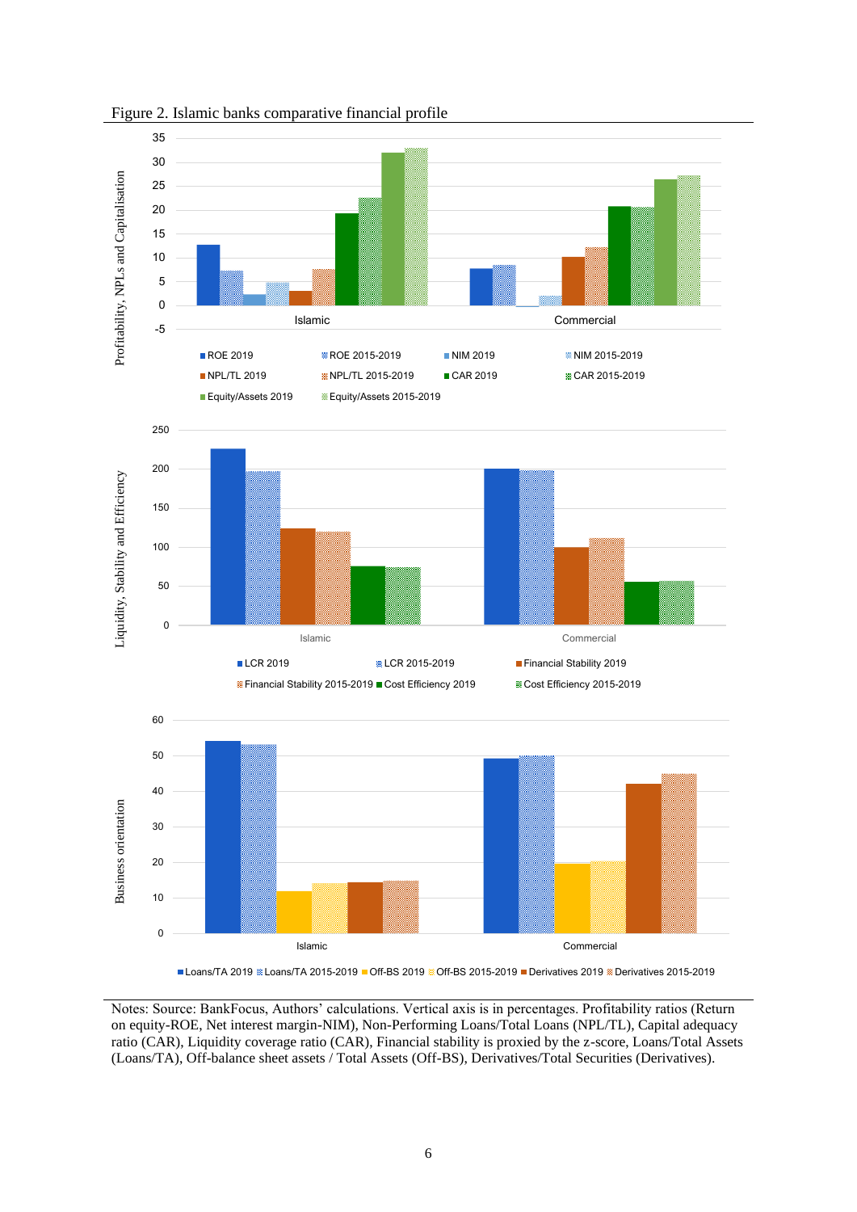Figure 2. Islamic banks comparative financial profile

Notes: Source: BankFocus, Authors' calculations. Vertical axis is in percentages. Profitability ratios (Return on equity-ROE, Net interest margin-NIM), Non-Performing Loans/Total Loans (NPL/TL), Capital adequacy ratio (CAR), Liquidity coverage ratio (CAR), Financial stability is proxied by the z-score, Loans/Total Assets (Loans/TA), Off-balance sheet assets / Total Assets (Off-BS), Derivatives/Total Securities (Derivatives).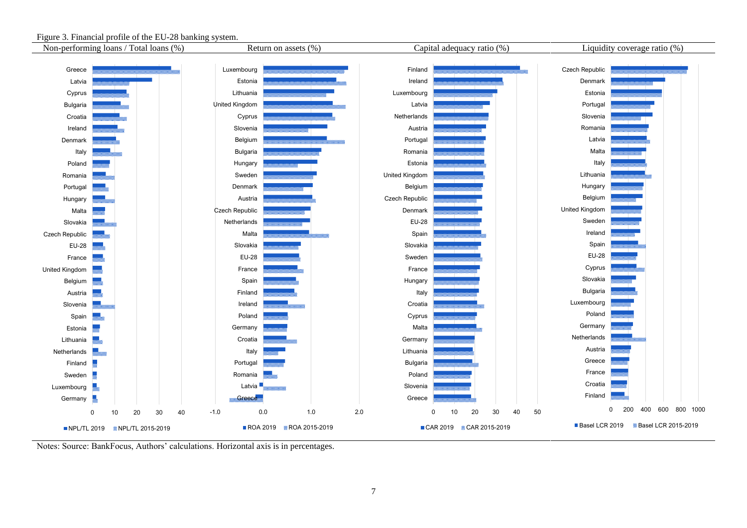Figure 3. Financial profile of the EU-28 banking system.

| Non-performing loans / Total loans (%) | Return on assets (%) | Capital adequacy ratio (%) | Liquidity coverage ratio (%) |
|---|---|---|---|
| Greece | Luxembourg | Finland | Czech Republic |
| Latvia | Estonia | Ireland | Denmark |
| Cyprus | Lithuania | Luxembourg | Estonia |
| Bulgaria | United Kingdom | Latvia | Portugal |
| Croatia | Cyprus | Netherlands | Slovenia |
| Ireland | Slovenia | Austria | Romania |
| Denmark | Belgium | Portugal | Latvia |
| Italy | Bulgaria | Romania | Malta |
| Poland | Hungary | Estonia | Italy |
| Romania | Sweden | United Kingdom | Lithuania |
| Portugal | Denmark | Belgium | Hungary |
| Hungary | Austria | Czech Republic | Belgium |
| Malta | Czech Republic | Denmark | United Kingdom |
| Slovakia | Netherlands | EU-28 | Sweden |
| Czech Republic | Malta | Spain | Ireland |
| EU-28 | Slovakia | Slovakia | Spain |
| France | EU-28 | Sweden | EU-28 |
| United Kingdom | France | France | Cyprus |
| Belgium | Spain | Hungary | Slovakia |
| Austria | Finland | Italy | Bulgaria |
| Slovenia | Ireland | Croatia | Luxembourg |
| Spain | Poland | Cyprus | Poland |
| Estonia | Germany | Malta | Germany |
| Lithuania | Croatia | Germany | Netherlands |
| Netherlands | Italy | Lithuania | Austria |
| Finland | Portugal | Bulgaria | Greece |
| Sweden | Romania | Poland | France |
| Luxembourg | Latvia | Slovenia | Croatia |
| Germany | Greece | Greece | Finland |
| ■ NPL/TL 2019 ▒ NPL/TL 2015-2019 | ■ ROA 2019 ▒ ROA 2015-2019 | ■ CAR 2019 ▒ CAR 2015-2019 | ■ Basel LCR 2019 ▒ Basel LCR 2015-2019 |

Notes: Source: BankFocus, Authors' calculations. Horizontal axis is in percentages.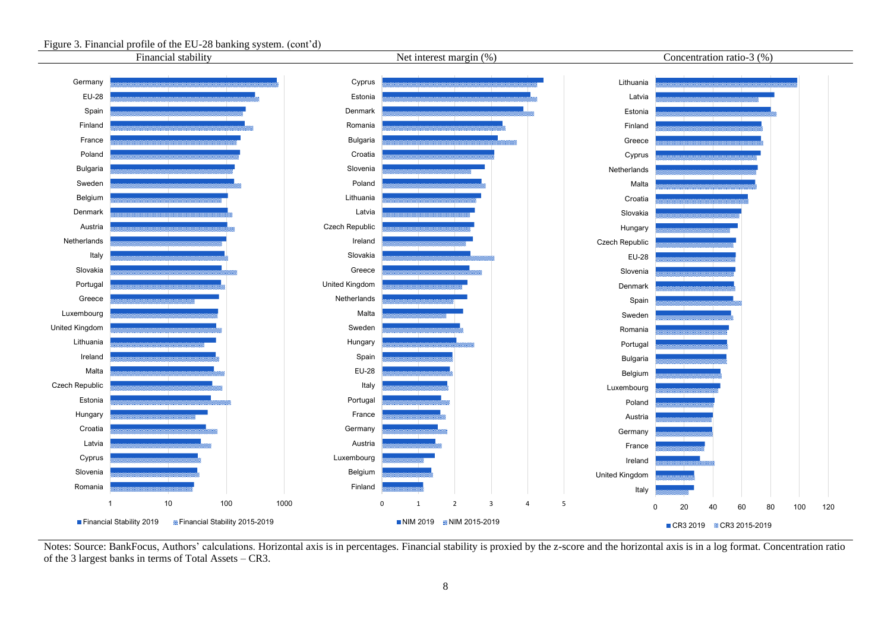Figure 3. Financial profile of the EU-28 banking system. (cont'd)

Financial stability

Germany
EU-28
Spain
Finland
France
Poland
Bulgaria
Sweden
Belgium
Denmark
Austria
Netherlands
Italy
Slovakia
Portugal
Greece
Luxembourg
United Kingdom
Lithuania
Ireland
Malta
Czech Republic
Estonia
Hungary
Croatia
Latvia
Cyprus
Slovenia
Romania

1 10 100 1000

Financial Stability 2019 Financial Stability 2015-2019

Net interest margin (%)

Cyprus
Estonia
Denmark
Romania
Bulgaria
Croatia
Slovenia
Poland
Lithuania
Latvia
Czech Republic
Ireland
Slovakia
Greece
United Kingdom
Netherlands
Malta
Sweden
Hungary
Spain
EU-28
Italy
Portugal
France
Germany
Austria
Luxembourg
Belgium
Finland

0 1 2 3 4 5

NIM 2019 NIM 2015-2019

Concentration ratio-3 (%)

Lithuania
Latvia
Estonia
Finland
Greece
Cyprus
Netherlands
Malta
Croatia
Slovakia
Hungary
Czech Republic
EU-28
Slovenia
Denmark
Spain
Sweden
Romania
Portugal
Bulgaria
Belgium
Luxembourg
Poland
Austria
Germany
France
Ireland
United Kingdom
Italy

0 20 40 60 80 100 120

CR3 2019 CR3 2015-2019

Notes: Source: BankFocus, Authors' calculations. Horizontal axis is in percentages. Financial stability is proxied by the z-score and the horizontal axis is in a log format. Concentration ratio of the 3 largest banks in terms of Total Assets – CR3.